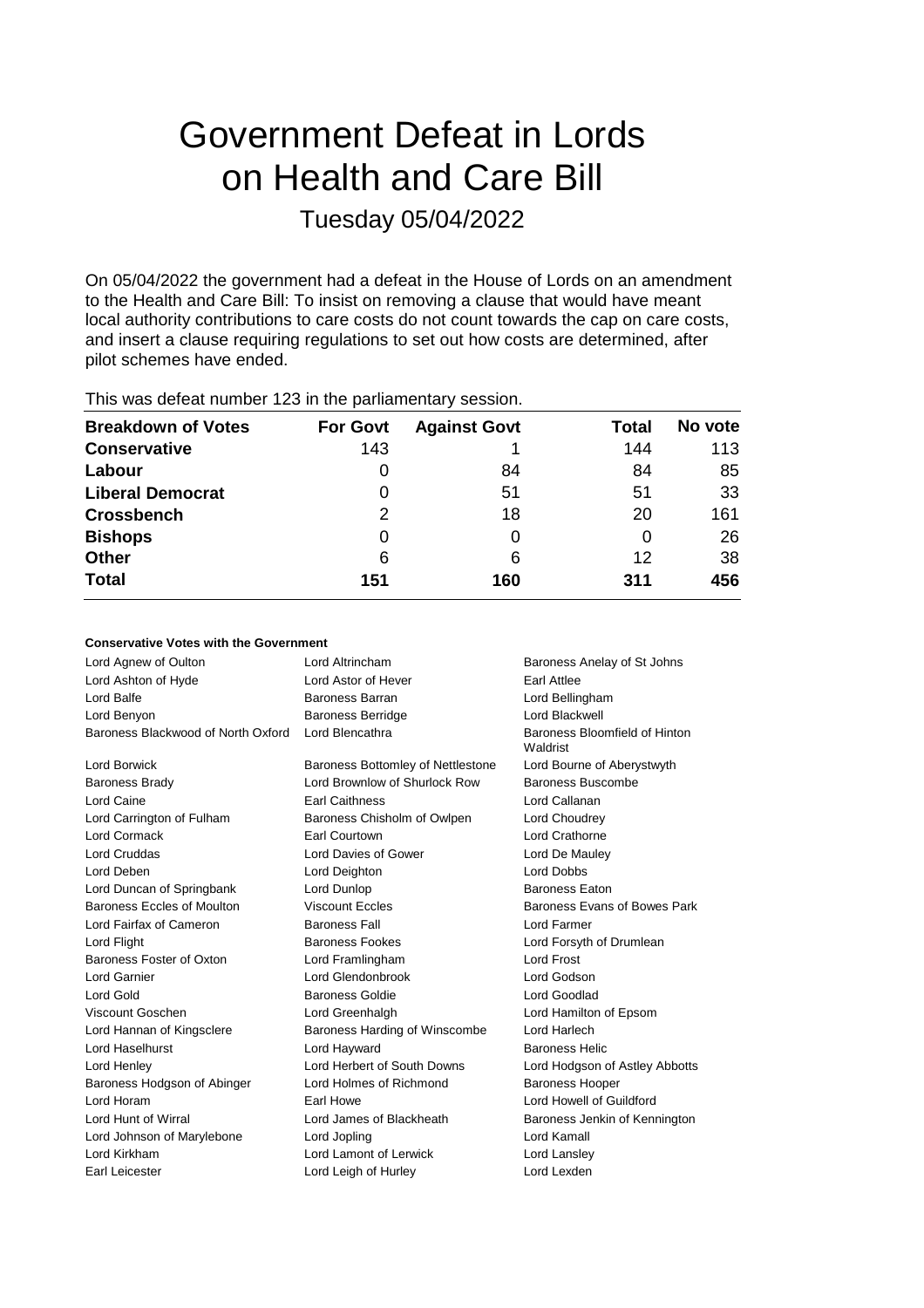# Government Defeat in Lords on Health and Care Bill

## Tuesday 05/04/2022

On 05/04/2022 the government had a defeat in the House of Lords on an amendment to the Health and Care Bill: To insist on removing a clause that would have meant local authority contributions to care costs do not count towards the cap on care costs, and insert a clause requiring regulations to set out how costs are determined, after pilot schemes have ended.

This was defeat number 123 in the parliamentary session.

| Breakdown of Votes | For Govt | Against Govt | Total | No vote |
|---|---|---|---|---|
| **Conservative** | 143 | 1 | 144 | 113 |
| **Labour** | 0 | 84 | 84 | 85 |
| **Liberal Democrat** | 0 | 51 | 51 | 33 |
| **Crossbench** | 2 | 18 | 20 | 161 |
| **Bishops** | 0 | 0 | 0 | 26 |
| **Other** | 6 | 6 | 12 | 38 |
| **Total** | **151** | **160** | **311** | **456** |

**Conservative Votes with the Government**

| | | |
|---|---|---|
| Lord Agnew of Oulton | Lord Altrincham | Baroness Anelay of St Johns |
| Lord Ashton of Hyde | Lord Astor of Hever | Earl Attlee |
| Lord Balfe | Baroness Barran | Lord Bellingham |
| Lord Benyon | Baroness Berridge | Lord Blackwell |
| Baroness Blackwood of North Oxford | Lord Blencathra | Baroness Bloomfield of Hinton Waldrist |
| Lord Borwick | Baroness Bottomley of Nettlestone | Lord Bourne of Aberystwyth |
| Baroness Brady | Lord Brownlow of Shurlock Row | Baroness Buscombe |
| Lord Caine | Earl Caithness | Lord Callanan |
| Lord Carrington of Fulham | Baroness Chisholm of Owlpen | Lord Choudrey |
| Lord Cormack | Earl Courtown | Lord Crathorne |
| Lord Cruddas | Lord Davies of Gower | Lord De Mauley |
| Lord Deben | Lord Deighton | Lord Dobbs |
| Lord Duncan of Springbank | Lord Dunlop | Baroness Eaton |
| Baroness Eccles of Moulton | Viscount Eccles | Baroness Evans of Bowes Park |
| Lord Fairfax of Cameron | Baroness Fall | Lord Farmer |
| Lord Flight | Baroness Fookes | Lord Forsyth of Drumlean |
| Baroness Foster of Oxton | Lord Framlingham | Lord Frost |
| Lord Garnier | Lord Glendonbrook | Lord Godson |
| Lord Gold | Baroness Goldie | Lord Goodlad |
| Viscount Goschen | Lord Greenhalgh | Lord Hamilton of Epsom |
| Lord Hannan of Kingsclere | Baroness Harding of Winscombe | Lord Harlech |
| Lord Haselhurst | Lord Hayward | Baroness Helic |
| Lord Henley | Lord Herbert of South Downs | Lord Hodgson of Astley Abbotts |
| Baroness Hodgson of Abinger | Lord Holmes of Richmond | Baroness Hooper |
| Lord Horam | Earl Howe | Lord Howell of Guildford |
| Lord Hunt of Wirral | Lord James of Blackheath | Baroness Jenkin of Kennington |
| Lord Johnson of Marylebone | Lord Jopling | Lord Kamall |
| Lord Kirkham | Lord Lamont of Lerwick | Lord Lansley |
| Earl Leicester | Lord Leigh of Hurley | Lord Lexden |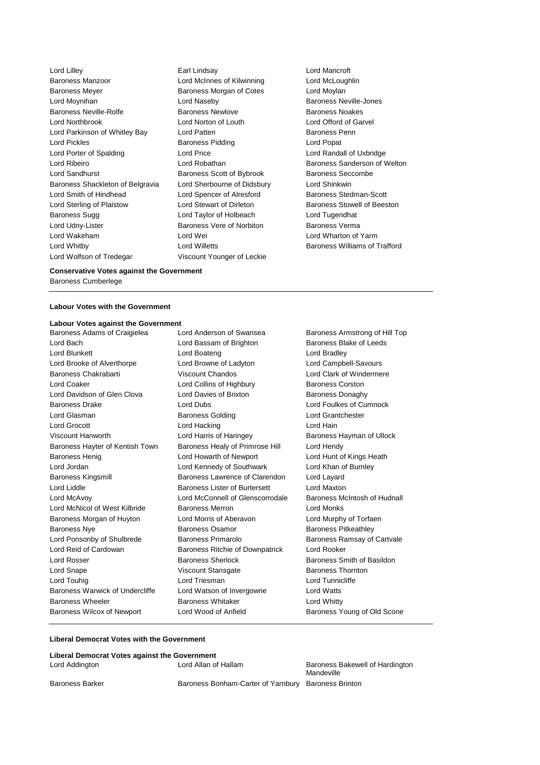Lord Lilley
Earl Lindsay
Lord Mancroft
Baroness Manzoor
Lord McInnes of Kilwinning
Lord McLoughlin
Baroness Meyer
Baroness Morgan of Cotes
Lord Moylan
Lord Moynihan
Lord Naseby
Baroness Neville-Jones
Baroness Neville-Rolfe
Baroness Newlove
Baroness Noakes
Lord Northbrook
Lord Norton of Louth
Lord Offord of Garvel
Lord Parkinson of Whitley Bay
Lord Patten
Baroness Penn
Lord Pickles
Baroness Pidding
Lord Popat
Lord Porter of Spalding
Lord Price
Lord Randall of Uxbridge
Lord Ribeiro
Lord Robathan
Baroness Sanderson of Welton
Lord Sandhurst
Baroness Scott of Bybrook
Baroness Seccombe
Baroness Shackleton of Belgravia
Lord Sherbourne of Didsbury
Lord Shinkwin
Lord Smith of Hindhead
Lord Spencer of Alresford
Baroness Stedman-Scott
Lord Sterling of Plaistow
Lord Stewart of Dirleton
Baroness Stowell of Beeston
Baroness Sugg
Lord Taylor of Holbeach
Lord Tugendhat
Lord Udny-Lister
Baroness Vere of Norbiton
Baroness Verma
Lord Wakeham
Lord Wei
Lord Wharton of Yarm
Lord Whitby
Lord Willetts
Baroness Williams of Trafford
Lord Wolfson of Tredegar
Viscount Younger of Leckie

**Conservative Votes against the Government**

Baroness Cumberlege

---

**Labour Votes with the Government**

**Labour Votes against the Government**

Baroness Adams of Craigielea
Lord Anderson of Swansea
Baroness Armstrong of Hill Top
Lord Bach
Lord Bassam of Brighton
Baroness Blake of Leeds
Lord Blunkett
Lord Boateng
Lord Bradley
Lord Brooke of Alverthorpe
Lord Browne of Ladyton
Lord Campbell-Savours
Baroness Chakrabarti
Viscount Chandos
Lord Clark of Windermere
Lord Coaker
Lord Collins of Highbury
Baroness Corston
Lord Davidson of Glen Clova
Lord Davies of Brixton
Baroness Donaghy
Baroness Drake
Lord Dubs
Lord Foulkes of Cumnock
Lord Glasman
Baroness Golding
Lord Grantchester
Lord Grocott
Lord Hacking
Lord Hain
Viscount Hanworth
Lord Harris of Haringey
Baroness Hayman of Ullock
Baroness Hayter of Kentish Town
Baroness Healy of Primrose Hill
Lord Hendy
Baroness Henig
Lord Howarth of Newport
Lord Hunt of Kings Heath
Lord Jordan
Lord Kennedy of Southwark
Lord Khan of Burnley
Baroness Kingsmill
Baroness Lawrence of Clarendon
Lord Layard
Lord Liddle
Baroness Lister of Burtersett
Lord Maxton
Lord McAvoy
Lord McConnell of Glenscorrodale
Baroness McIntosh of Hudnall
Lord McNicol of West Kilbride
Baroness Merron
Lord Monks
Baroness Morgan of Huyton
Lord Morris of Aberavon
Lord Murphy of Torfaen
Baroness Nye
Baroness Osamor
Baroness Pitkeathley
Lord Ponsonby of Shulbrede
Baroness Primarolo
Baroness Ramsay of Cartvale
Lord Reid of Cardowan
Baroness Ritchie of Downpatrick
Lord Rooker
Lord Rosser
Baroness Sherlock
Baroness Smith of Basildon
Lord Snape
Viscount Stansgate
Baroness Thornton
Lord Touhig
Lord Triesman
Lord Tunnicliffe
Baroness Warwick of Undercliffe
Lord Watson of Invergowrie
Lord Watts
Baroness Wheeler
Baroness Whitaker
Lord Whitty
Baroness Wilcox of Newport
Lord Wood of Anfield
Baroness Young of Old Scone

---

**Liberal Democrat Votes with the Government**

**Liberal Democrat Votes against the Government**

Lord Addington
Lord Allan of Hallam
Baroness Bakewell of Hardington Mandeville
Baroness Barker
Baroness Bonham-Carter of Yarnbury
Baroness Brinton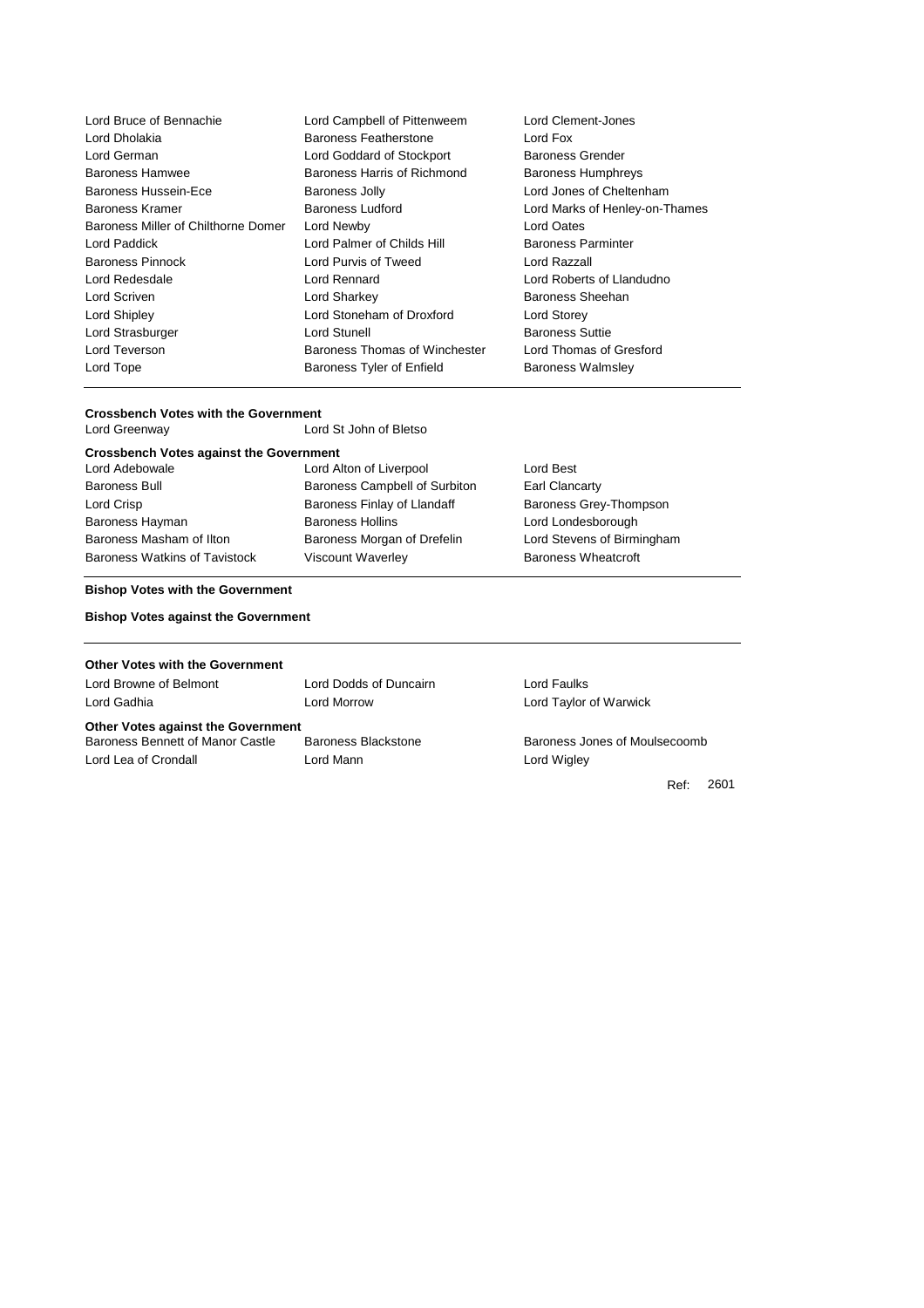| | | |
|---|---|---|
| Lord Bruce of Bennachie | Lord Campbell of Pittenweem | Lord Clement-Jones |
| Lord Dholakia | Baroness Featherstone | Lord Fox |
| Lord German | Lord Goddard of Stockport | Baroness Grender |
| Baroness Hamwee | Baroness Harris of Richmond | Baroness Humphreys |
| Baroness Hussein-Ece | Baroness Jolly | Lord Jones of Cheltenham |
| Baroness Kramer | Baroness Ludford | Lord Marks of Henley-on-Thames |
| Baroness Miller of Chilthorne Domer | Lord Newby | Lord Oates |
| Lord Paddick | Lord Palmer of Childs Hill | Baroness Parminter |
| Baroness Pinnock | Lord Purvis of Tweed | Lord Razzall |
| Lord Redesdale | Lord Rennard | Lord Roberts of Llandudno |
| Lord Scriven | Lord Sharkey | Baroness Sheehan |
| Lord Shipley | Lord Stoneham of Droxford | Lord Storey |
| Lord Strasburger | Lord Stunell | Baroness Suttie |
| Lord Teverson | Baroness Thomas of Winchester | Lord Thomas of Gresford |
| Lord Tope | Baroness Tyler of Enfield | Baroness Walmsley |

**Crossbench Votes with the Government**

| | |
|---|---|
| Lord Greenway | Lord St John of Bletso |

**Crossbench Votes against the Government**

| | | |
|---|---|---|
| Lord Adebowale | Lord Alton of Liverpool | Lord Best |
| Baroness Bull | Baroness Campbell of Surbiton | Earl Clancarty |
| Lord Crisp | Baroness Finlay of Llandaff | Baroness Grey-Thompson |
| Baroness Hayman | Baroness Hollins | Lord Londesborough |
| Baroness Masham of Ilton | Baroness Morgan of Drefelin | Lord Stevens of Birmingham |
| Baroness Watkins of Tavistock | Viscount Waverley | Baroness Wheatcroft |

**Bishop Votes with the Government**

**Bishop Votes against the Government**

**Other Votes with the Government**

| | | |
|---|---|---|
| Lord Browne of Belmont | Lord Dodds of Duncairn | Lord Faulks |
| Lord Gadhia | Lord Morrow | Lord Taylor of Warwick |

**Other Votes against the Government**

| | | |
|---|---|---|
| Baroness Bennett of Manor Castle | Baroness Blackstone | Baroness Jones of Moulsecoomb |
| Lord Lea of Crondall | Lord Mann | Lord Wigley |

Ref: 2601